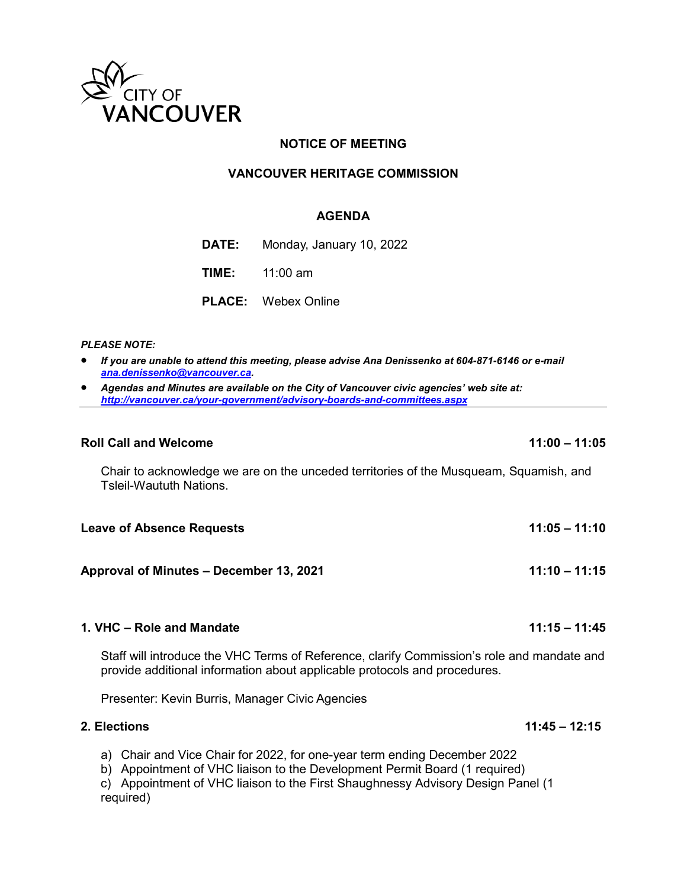CITY OF VANCOUVER

**NOTICE OF MEETING**

**VANCOUVER HERITAGE COMMISSION**

**AGENDA**

**DATE:** Monday, January 10, 2022

**TIME:** 11:00 am

**PLACE:** Webex Online

***PLEASE NOTE:***

- ***If you are unable to attend this meeting, please advise Ana Denissenko at 604-871-6146 or e-mail ana.denissenko@vancouver.ca.***
- ***Agendas and Minutes are available on the City of Vancouver civic agencies' web site at: http://vancouver.ca/your-government/advisory-boards-and-committees.aspx***

---

**Roll Call and Welcome** **11:00 – 11:05**

Chair to acknowledge we are on the unceded territories of the Musqueam, Squamish, and Tsleil-Waututh Nations.

**Leave of Absence Requests** **11:05 – 11:10**

**Approval of Minutes – December 13, 2021** **11:10 – 11:15**

**1. VHC – Role and Mandate** **11:15 – 11:45**

Staff will introduce the VHC Terms of Reference, clarify Commission's role and mandate and provide additional information about applicable protocols and procedures.

Presenter: Kevin Burris, Manager Civic Agencies

**2. Elections** **11:45 – 12:15**

a) Chair and Vice Chair for 2022, for one-year term ending December 2022
b) Appointment of VHC liaison to the Development Permit Board (1 required)
c) Appointment of VHC liaison to the First Shaughnessy Advisory Design Panel (1 required)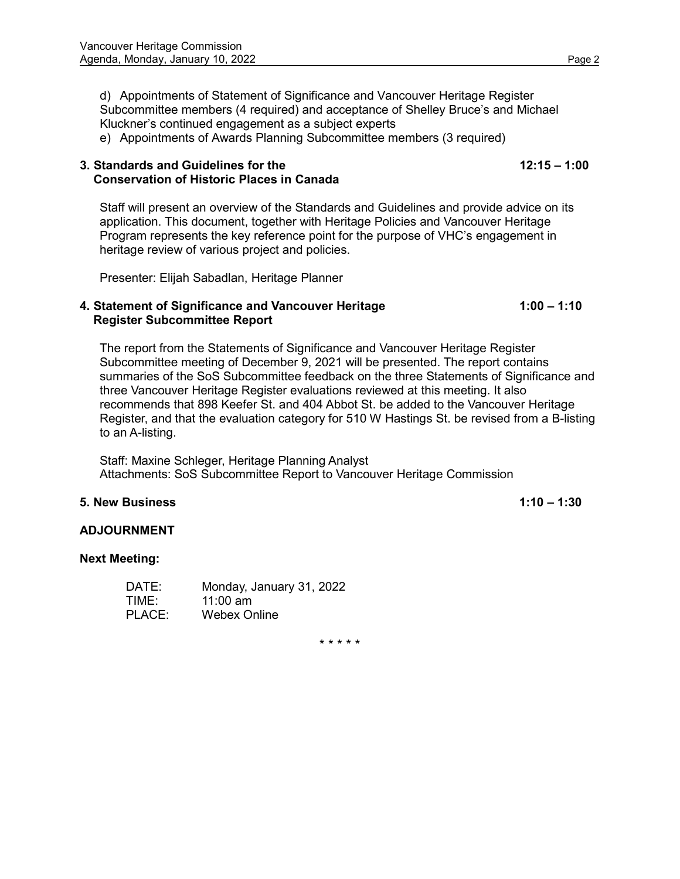d) Appointments of Statement of Significance and Vancouver Heritage Register Subcommittee members (4 required) and acceptance of Shelley Bruce's and Michael Kluckner's continued engagement as a subject experts

e) Appointments of Awards Planning Subcommittee members (3 required)

**3. Standards and Guidelines for the Conservation of Historic Places in Canada** **12:15 – 1:00**

Staff will present an overview of the Standards and Guidelines and provide advice on its application. This document, together with Heritage Policies and Vancouver Heritage Program represents the key reference point for the purpose of VHC's engagement in heritage review of various project and policies.

Presenter: Elijah Sabadlan, Heritage Planner

**4. Statement of Significance and Vancouver Heritage Register Subcommittee Report** **1:00 – 1:10**

The report from the Statements of Significance and Vancouver Heritage Register Subcommittee meeting of December 9, 2021 will be presented. The report contains summaries of the SoS Subcommittee feedback on the three Statements of Significance and three Vancouver Heritage Register evaluations reviewed at this meeting. It also recommends that 898 Keefer St. and 404 Abbot St. be added to the Vancouver Heritage Register, and that the evaluation category for 510 W Hastings St. be revised from a B-listing to an A-listing.

Staff: Maxine Schleger, Heritage Planning Analyst
Attachments: SoS Subcommittee Report to Vancouver Heritage Commission

**5. New Business** **1:10 – 1:30**

**ADJOURNMENT**

**Next Meeting:**

DATE: Monday, January 31, 2022
TIME: 11:00 am
PLACE: Webex Online

\* \* \* \* \*